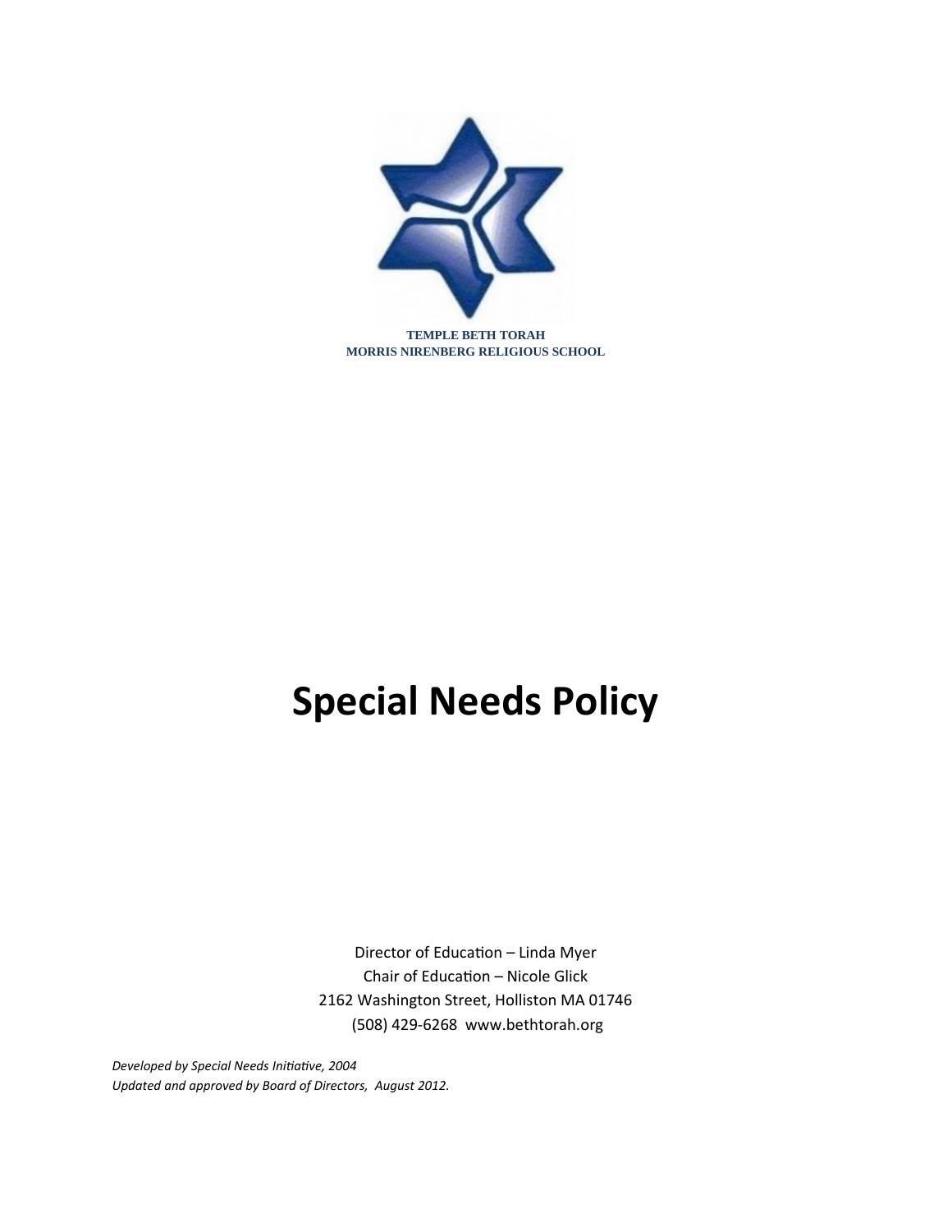TEMPLE BETH TORAH
MORRIS NIRENBERG RELIGIOUS SCHOOL

# Special Needs Policy

Director of Education – Linda Myer
Chair of Education – Nicole Glick
2162 Washington Street, Holliston MA 01746
(508) 429-6268  www.bethtorah.org

*Developed by Special Needs Initiative, 2004*
*Updated and approved by Board of Directors, August 2012.*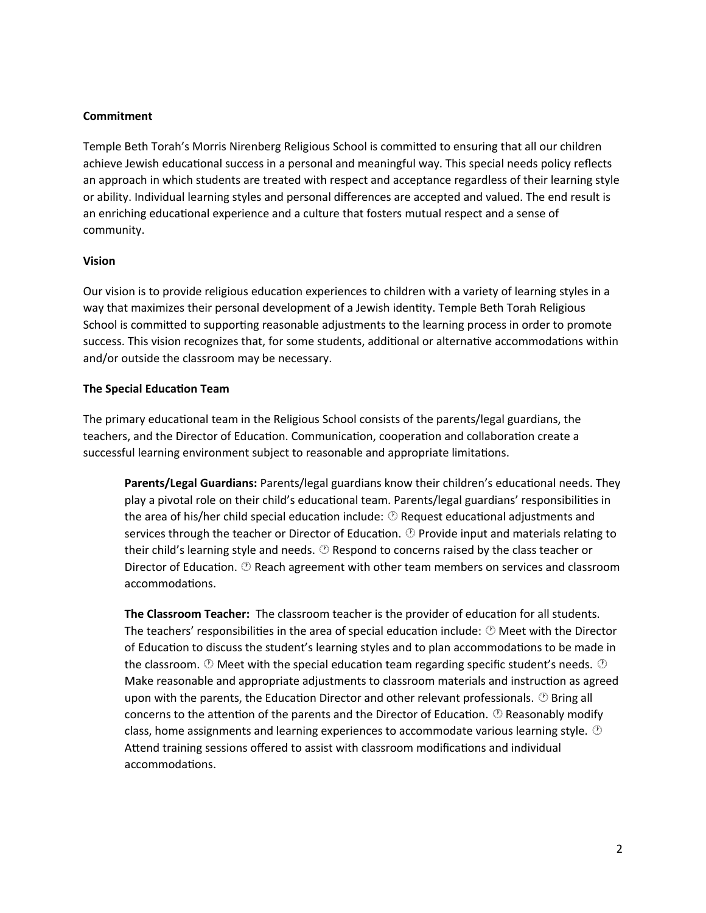**Commitment**

Temple Beth Torah's Morris Nirenberg Religious School is committed to ensuring that all our children achieve Jewish educational success in a personal and meaningful way. This special needs policy reflects an approach in which students are treated with respect and acceptance regardless of their learning style or ability. Individual learning styles and personal differences are accepted and valued. The end result is an enriching educational experience and a culture that fosters mutual respect and a sense of community.

**Vision**

Our vision is to provide religious education experiences to children with a variety of learning styles in a way that maximizes their personal development of a Jewish identity. Temple Beth Torah Religious School is committed to supporting reasonable adjustments to the learning process in order to promote success. This vision recognizes that, for some students, additional or alternative accommodations within and/or outside the classroom may be necessary.

**The Special Education Team**

The primary educational team in the Religious School consists of the parents/legal guardians, the teachers, and the Director of Education. Communication, cooperation and collaboration create a successful learning environment subject to reasonable and appropriate limitations.

> **Parents/Legal Guardians:** Parents/legal guardians know their children's educational needs. They play a pivotal role on their child's educational team. Parents/legal guardians' responsibilities in the area of his/her child special education include: ⌚ Request educational adjustments and services through the teacher or Director of Education. ⌚ Provide input and materials relating to their child's learning style and needs. ⌚ Respond to concerns raised by the class teacher or Director of Education. ⌚ Reach agreement with other team members on services and classroom accommodations.
>
> **The Classroom Teacher:** The classroom teacher is the provider of education for all students. The teachers' responsibilities in the area of special education include: ⌚ Meet with the Director of Education to discuss the student's learning styles and to plan accommodations to be made in the classroom. ⌚ Meet with the special education team regarding specific student's needs. ⌚ Make reasonable and appropriate adjustments to classroom materials and instruction as agreed upon with the parents, the Education Director and other relevant professionals. ⌚ Bring all concerns to the attention of the parents and the Director of Education. ⌚ Reasonably modify class, home assignments and learning experiences to accommodate various learning style. ⌚ Attend training sessions offered to assist with classroom modifications and individual accommodations.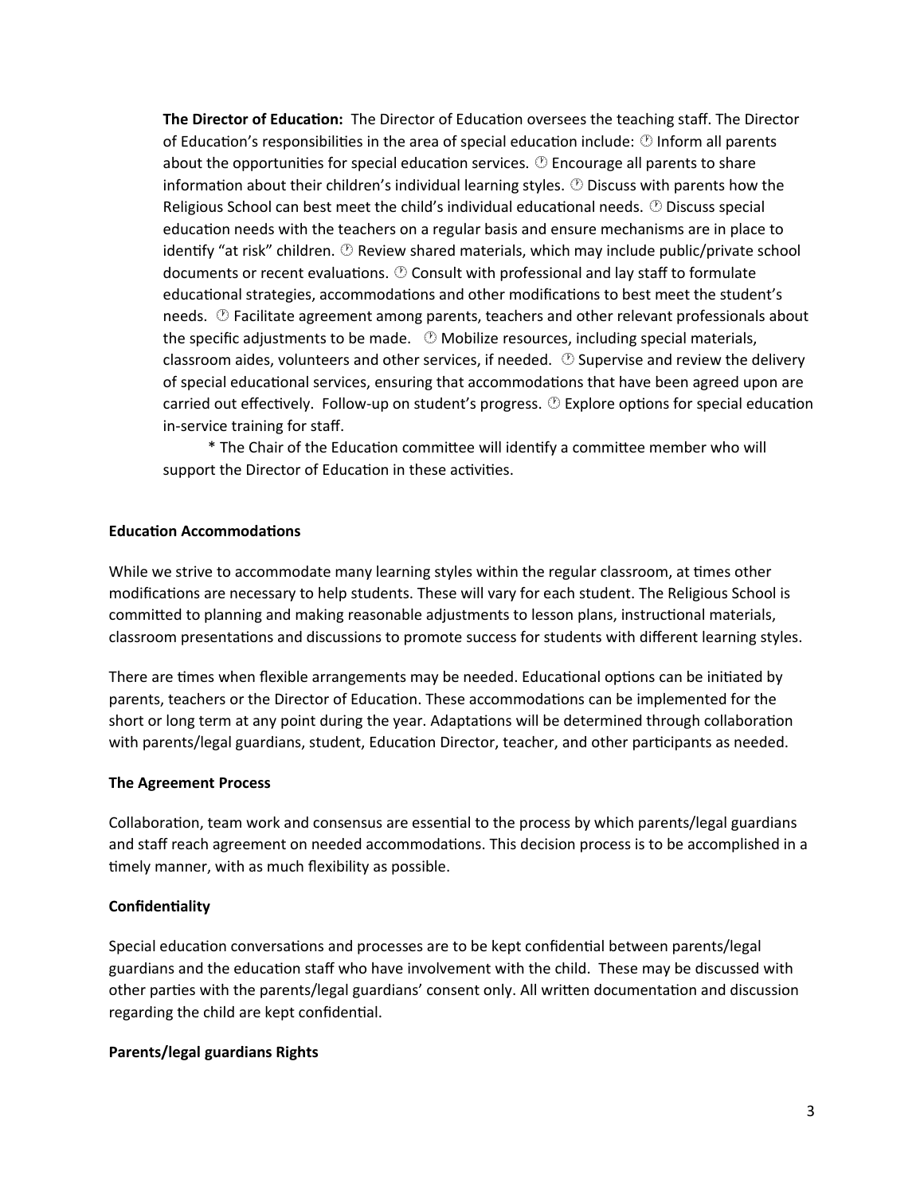**The Director of Education:** The Director of Education oversees the teaching staff. The Director of Education's responsibilities in the area of special education include: 🕐 Inform all parents about the opportunities for special education services. 🕐 Encourage all parents to share information about their children's individual learning styles. 🕐 Discuss with parents how the Religious School can best meet the child's individual educational needs. 🕐 Discuss special education needs with the teachers on a regular basis and ensure mechanisms are in place to identify "at risk" children. 🕐 Review shared materials, which may include public/private school documents or recent evaluations. 🕐 Consult with professional and lay staff to formulate educational strategies, accommodations and other modifications to best meet the student's needs. 🕐 Facilitate agreement among parents, teachers and other relevant professionals about the specific adjustments to be made. 🕐 Mobilize resources, including special materials, classroom aides, volunteers and other services, if needed. 🕐 Supervise and review the delivery of special educational services, ensuring that accommodations that have been agreed upon are carried out effectively. Follow-up on student's progress. 🕐 Explore options for special education in-service training for staff.

\* The Chair of the Education committee will identify a committee member who will support the Director of Education in these activities.

**Education Accommodations**

While we strive to accommodate many learning styles within the regular classroom, at times other modifications are necessary to help students. These will vary for each student. The Religious School is committed to planning and making reasonable adjustments to lesson plans, instructional materials, classroom presentations and discussions to promote success for students with different learning styles.

There are times when flexible arrangements may be needed. Educational options can be initiated by parents, teachers or the Director of Education. These accommodations can be implemented for the short or long term at any point during the year. Adaptations will be determined through collaboration with parents/legal guardians, student, Education Director, teacher, and other participants as needed.

**The Agreement Process**

Collaboration, team work and consensus are essential to the process by which parents/legal guardians and staff reach agreement on needed accommodations. This decision process is to be accomplished in a timely manner, with as much flexibility as possible.

**Confidentiality**

Special education conversations and processes are to be kept confidential between parents/legal guardians and the education staff who have involvement with the child. These may be discussed with other parties with the parents/legal guardians' consent only. All written documentation and discussion regarding the child are kept confidential.

**Parents/legal guardians Rights**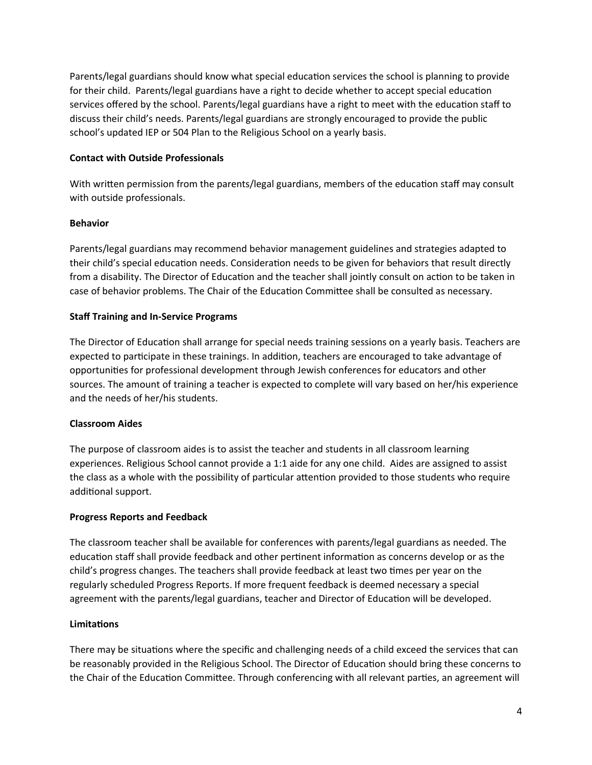Parents/legal guardians should know what special education services the school is planning to provide for their child. Parents/legal guardians have a right to decide whether to accept special education services offered by the school. Parents/legal guardians have a right to meet with the education staff to discuss their child's needs. Parents/legal guardians are strongly encouraged to provide the public school's updated IEP or 504 Plan to the Religious School on a yearly basis.

**Contact with Outside Professionals**

With written permission from the parents/legal guardians, members of the education staff may consult with outside professionals.

**Behavior**

Parents/legal guardians may recommend behavior management guidelines and strategies adapted to their child's special education needs. Consideration needs to be given for behaviors that result directly from a disability. The Director of Education and the teacher shall jointly consult on action to be taken in case of behavior problems. The Chair of the Education Committee shall be consulted as necessary.

**Staff Training and In-Service Programs**

The Director of Education shall arrange for special needs training sessions on a yearly basis. Teachers are expected to participate in these trainings. In addition, teachers are encouraged to take advantage of opportunities for professional development through Jewish conferences for educators and other sources. The amount of training a teacher is expected to complete will vary based on her/his experience and the needs of her/his students.

**Classroom Aides**

The purpose of classroom aides is to assist the teacher and students in all classroom learning experiences. Religious School cannot provide a 1:1 aide for any one child. Aides are assigned to assist the class as a whole with the possibility of particular attention provided to those students who require additional support.

**Progress Reports and Feedback**

The classroom teacher shall be available for conferences with parents/legal guardians as needed. The education staff shall provide feedback and other pertinent information as concerns develop or as the child's progress changes. The teachers shall provide feedback at least two times per year on the regularly scheduled Progress Reports. If more frequent feedback is deemed necessary a special agreement with the parents/legal guardians, teacher and Director of Education will be developed.

**Limitations**

There may be situations where the specific and challenging needs of a child exceed the services that can be reasonably provided in the Religious School. The Director of Education should bring these concerns to the Chair of the Education Committee. Through conferencing with all relevant parties, an agreement will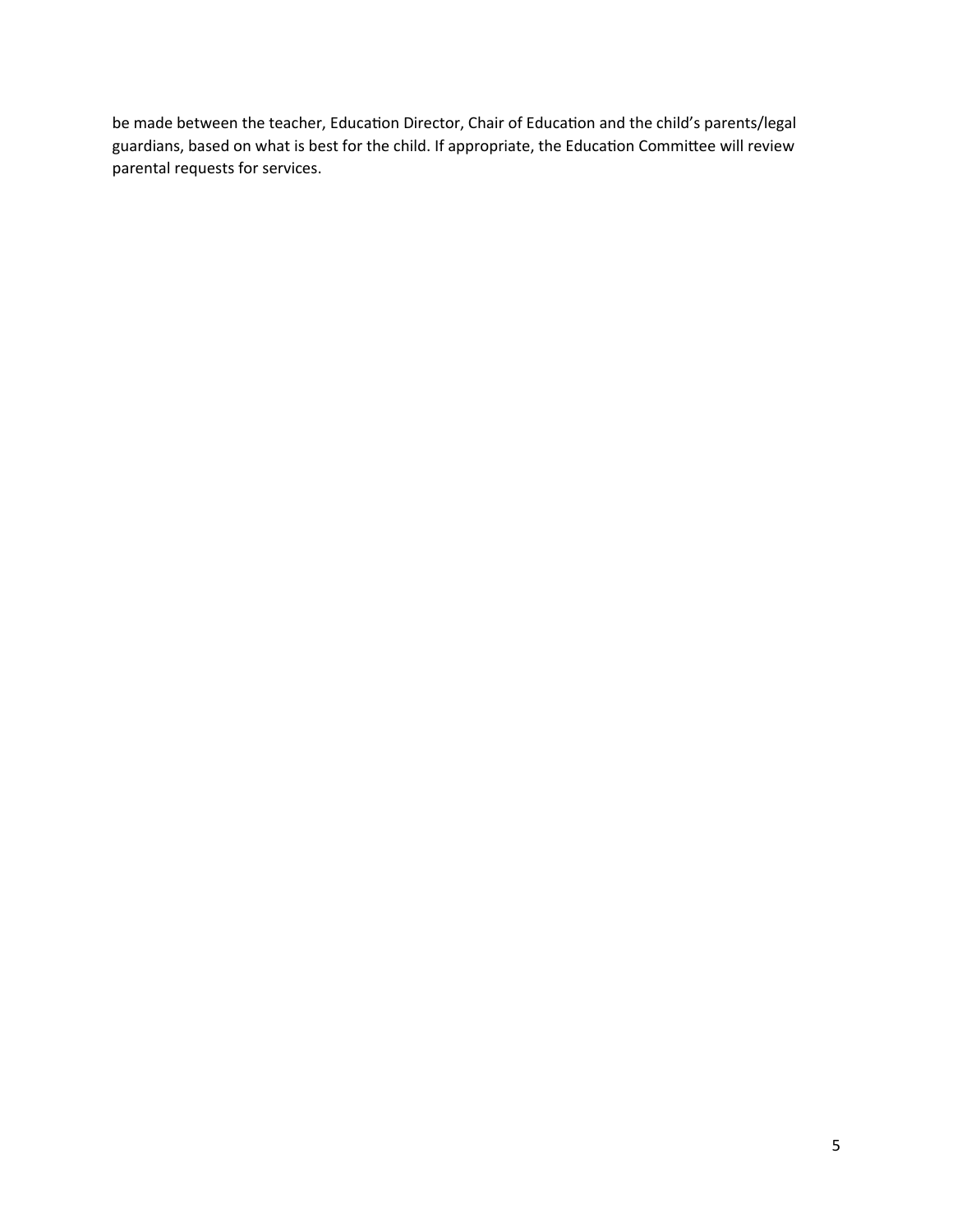be made between the teacher, Education Director, Chair of Education and the child's parents/legal guardians, based on what is best for the child. If appropriate, the Education Committee will review parental requests for services.